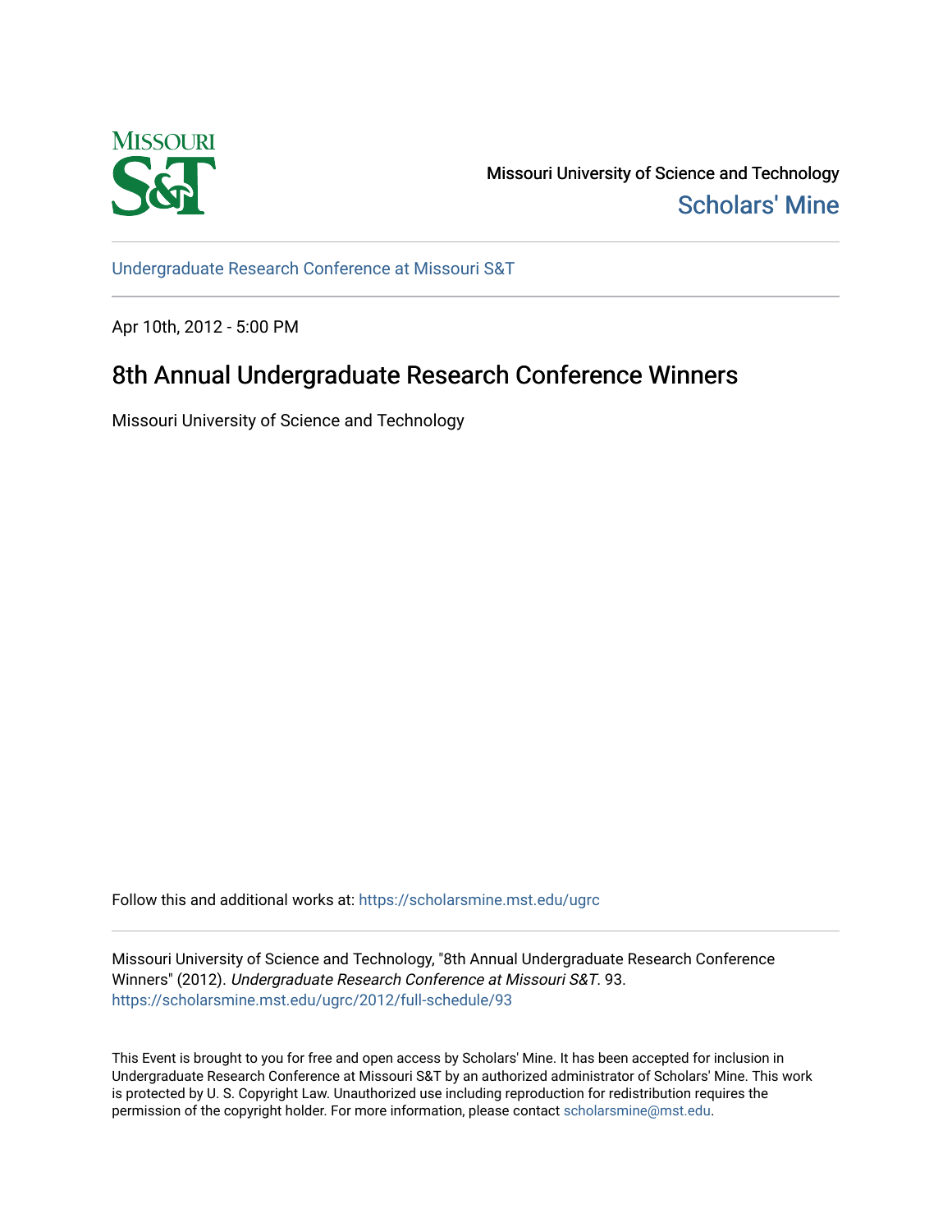Missouri University of Science and Technology
Scholars' Mine

Undergraduate Research Conference at Missouri S&T

Apr 10th, 2012 - 5:00 PM

# 8th Annual Undergraduate Research Conference Winners

Missouri University of Science and Technology

Follow this and additional works at: https://scholarsmine.mst.edu/ugrc

Missouri University of Science and Technology, "8th Annual Undergraduate Research Conference Winners" (2012). *Undergraduate Research Conference at Missouri S&T*. 93.
https://scholarsmine.mst.edu/ugrc/2012/full-schedule/93

This Event is brought to you for free and open access by Scholars' Mine. It has been accepted for inclusion in Undergraduate Research Conference at Missouri S&T by an authorized administrator of Scholars' Mine. This work is protected by U. S. Copyright Law. Unauthorized use including reproduction for redistribution requires the permission of the copyright holder. For more information, please contact scholarsmine@mst.edu.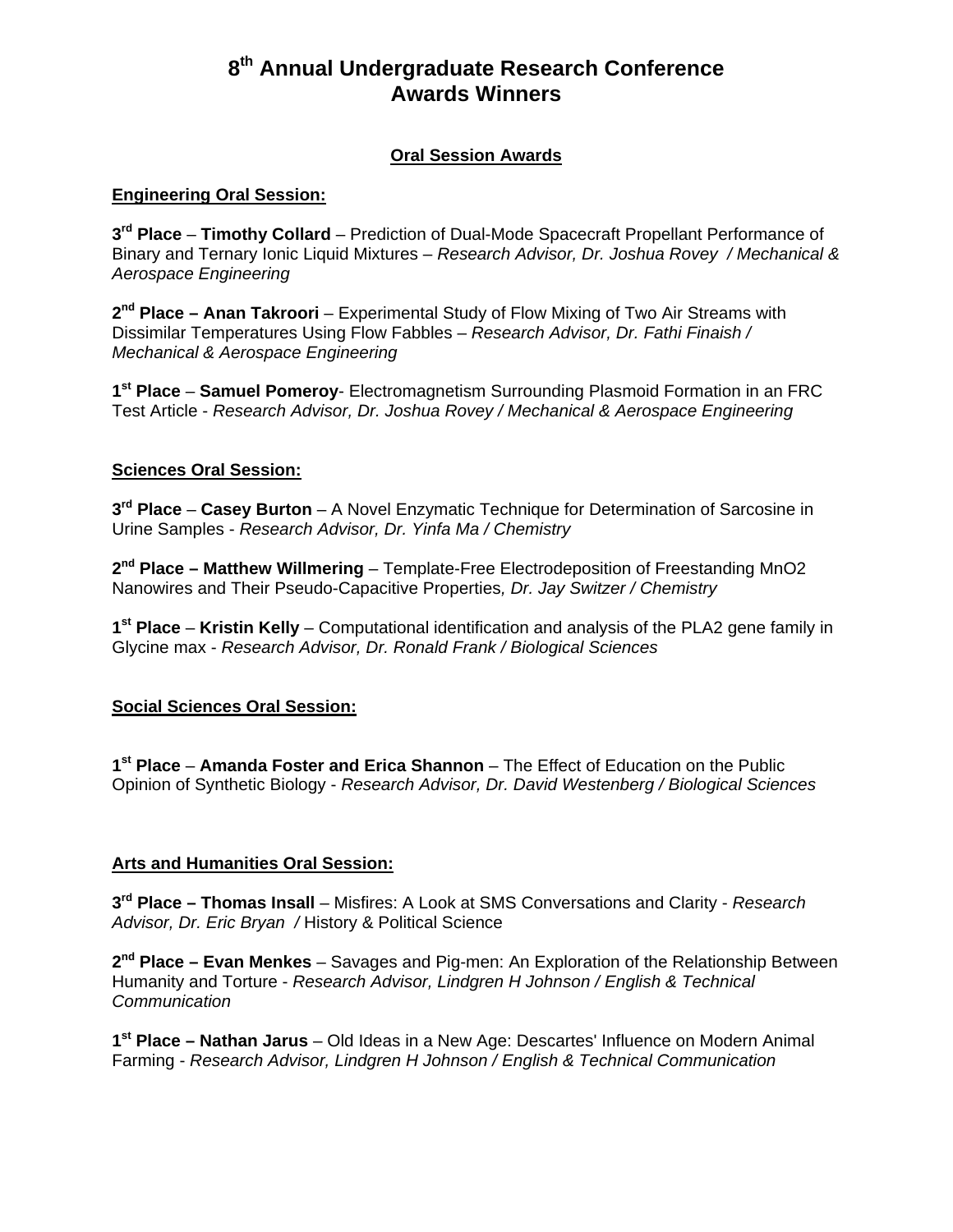# 8th Annual Undergraduate Research Conference Awards Winners

## Oral Session Awards

### Engineering Oral Session:

**3rd Place** – **Timothy Collard** – Prediction of Dual-Mode Spacecraft Propellant Performance of Binary and Ternary Ionic Liquid Mixtures – *Research Advisor, Dr. Joshua Rovey / Mechanical & Aerospace Engineering*

**2nd Place – Anan Takroori** – Experimental Study of Flow Mixing of Two Air Streams with Dissimilar Temperatures Using Flow Fabbles – *Research Advisor, Dr. Fathi Finaish / Mechanical & Aerospace Engineering*

**1st Place** – **Samuel Pomeroy**- Electromagnetism Surrounding Plasmoid Formation in an FRC Test Article - *Research Advisor, Dr. Joshua Rovey / Mechanical & Aerospace Engineering*

### Sciences Oral Session:

**3rd Place** – **Casey Burton** – A Novel Enzymatic Technique for Determination of Sarcosine in Urine Samples - *Research Advisor, Dr. Yinfa Ma / Chemistry*

**2nd Place – Matthew Willmering** – Template-Free Electrodeposition of Freestanding MnO2 Nanowires and Their Pseudo-Capacitive Properties*, Dr. Jay Switzer / Chemistry*

**1st Place** – **Kristin Kelly** – Computational identification and analysis of the PLA2 gene family in Glycine max - *Research Advisor, Dr. Ronald Frank / Biological Sciences*

### Social Sciences Oral Session:

**1st Place** – **Amanda Foster and Erica Shannon** – The Effect of Education on the Public Opinion of Synthetic Biology - *Research Advisor, Dr. David Westenberg / Biological Sciences*

### Arts and Humanities Oral Session:

**3rd Place – Thomas Insall** – Misfires: A Look at SMS Conversations and Clarity - *Research Advisor, Dr. Eric Bryan /* History & Political Science

**2nd Place – Evan Menkes** – Savages and Pig-men: An Exploration of the Relationship Between Humanity and Torture - *Research Advisor, Lindgren H Johnson / English & Technical Communication*

**1st Place – Nathan Jarus** – Old Ideas in a New Age: Descartes' Influence on Modern Animal Farming - *Research Advisor, Lindgren H Johnson / English & Technical Communication*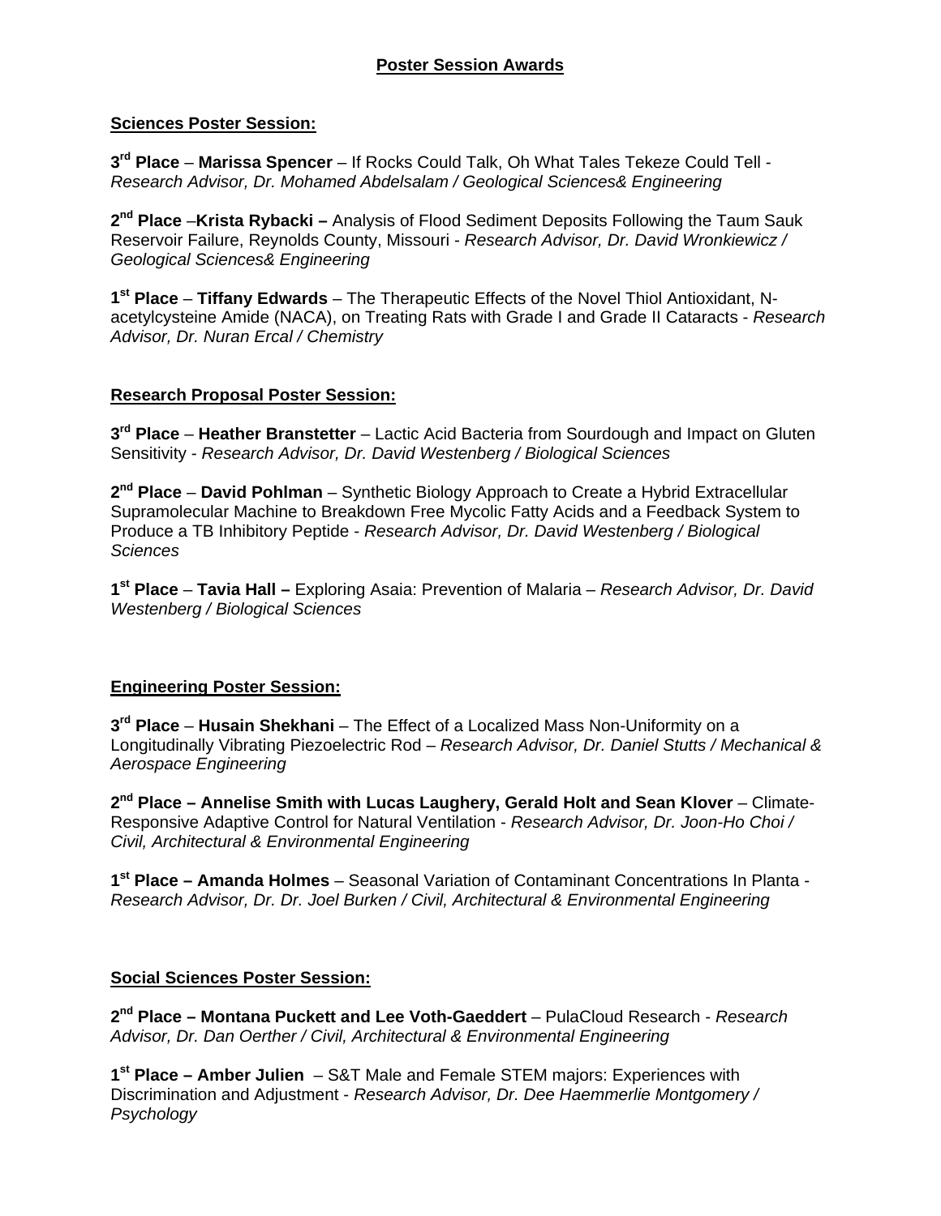## Poster Session Awards

### Sciences Poster Session:

**3rd Place** – **Marissa Spencer** – If Rocks Could Talk, Oh What Tales Tekeze Could Tell - *Research Advisor, Dr. Mohamed Abdelsalam / Geological Sciences& Engineering*

**2nd Place** –**Krista Rybacki –** Analysis of Flood Sediment Deposits Following the Taum Sauk Reservoir Failure, Reynolds County, Missouri - *Research Advisor, Dr. David Wronkiewicz / Geological Sciences& Engineering*

**1st Place** – **Tiffany Edwards** – The Therapeutic Effects of the Novel Thiol Antioxidant, N-acetylcysteine Amide (NACA), on Treating Rats with Grade I and Grade II Cataracts - *Research Advisor, Dr. Nuran Ercal / Chemistry*

### Research Proposal Poster Session:

**3rd Place** – **Heather Branstetter** – Lactic Acid Bacteria from Sourdough and Impact on Gluten Sensitivity - *Research Advisor, Dr. David Westenberg / Biological Sciences*

**2nd Place** – **David Pohlman** – Synthetic Biology Approach to Create a Hybrid Extracellular Supramolecular Machine to Breakdown Free Mycolic Fatty Acids and a Feedback System to Produce a TB Inhibitory Peptide - *Research Advisor, Dr. David Westenberg / Biological Sciences*

**1st Place** – **Tavia Hall –** Exploring Asaia: Prevention of Malaria – *Research Advisor, Dr. David Westenberg / Biological Sciences*

### Engineering Poster Session:

**3rd Place** – **Husain Shekhani** – The Effect of a Localized Mass Non-Uniformity on a Longitudinally Vibrating Piezoelectric Rod – *Research Advisor, Dr. Daniel Stutts / Mechanical & Aerospace Engineering*

**2nd Place – Annelise Smith with Lucas Laughery, Gerald Holt and Sean Klover** – Climate-Responsive Adaptive Control for Natural Ventilation - *Research Advisor, Dr. Joon-Ho Choi / Civil, Architectural & Environmental Engineering*

**1st Place – Amanda Holmes** – Seasonal Variation of Contaminant Concentrations In Planta - *Research Advisor, Dr. Dr. Joel Burken / Civil, Architectural & Environmental Engineering*

### Social Sciences Poster Session:

**2nd Place – Montana Puckett and Lee Voth-Gaeddert** – PulaCloud Research - *Research Advisor, Dr. Dan Oerther / Civil, Architectural & Environmental Engineering*

**1st Place – Amber Julien** – S&T Male and Female STEM majors: Experiences with Discrimination and Adjustment - *Research Advisor, Dr. Dee Haemmerlie Montgomery / Psychology*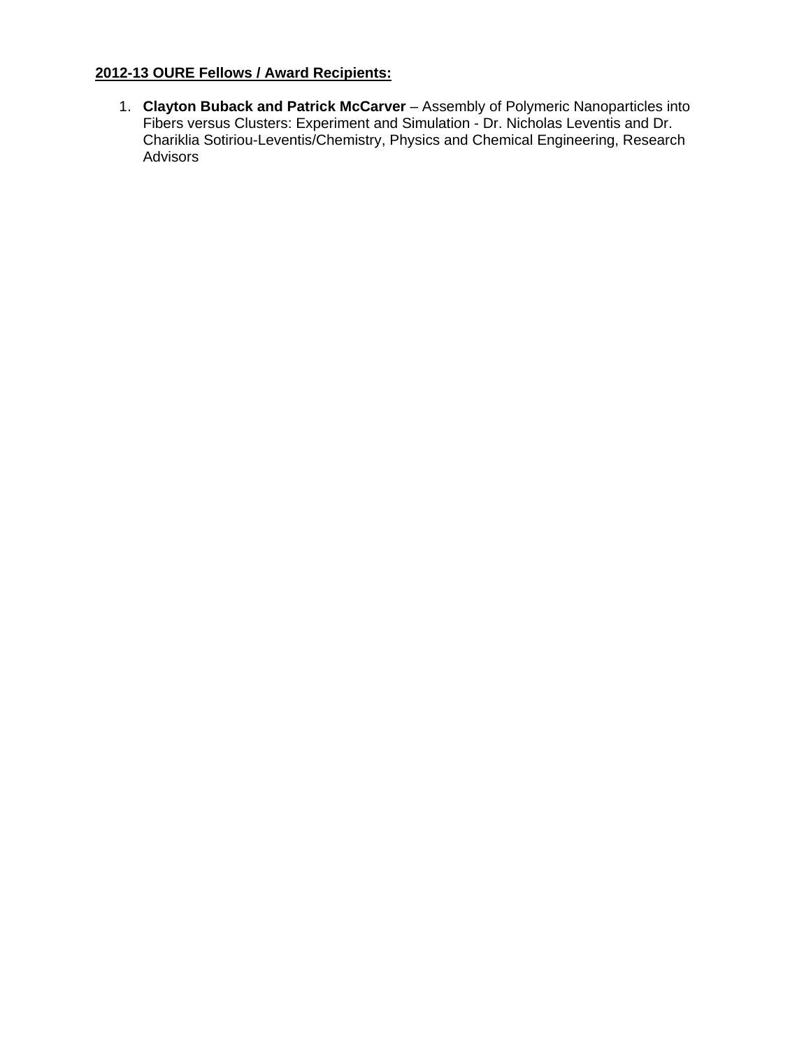**<u>2012-13 OURE Fellows / Award Recipients:</u>**

1. **Clayton Buback and Patrick McCarver** – Assembly of Polymeric Nanoparticles into Fibers versus Clusters: Experiment and Simulation - Dr. Nicholas Leventis and Dr. Chariklia Sotiriou-Leventis/Chemistry, Physics and Chemical Engineering, Research Advisors